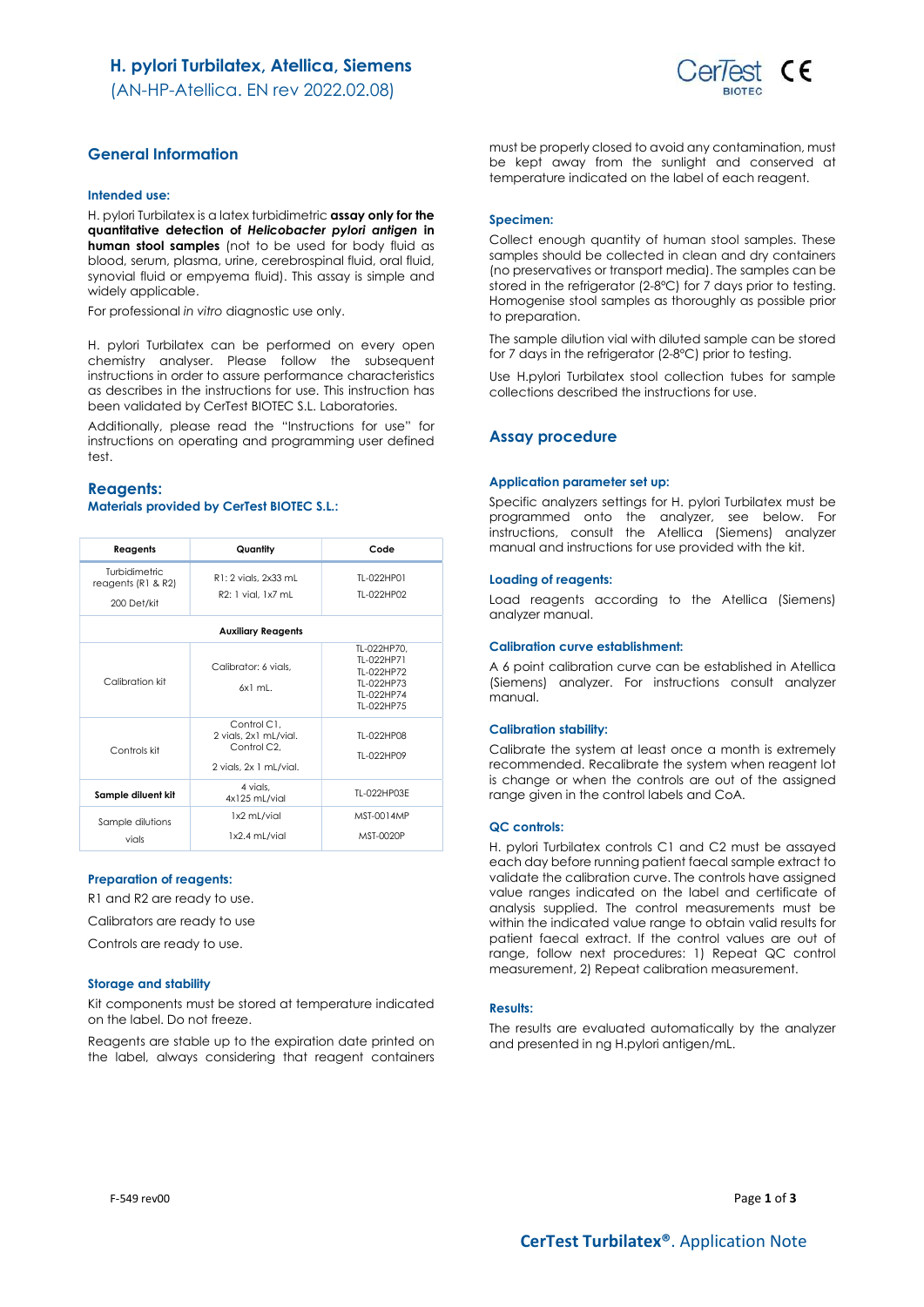# H. pylori Turbilatex, Atellica, Siemens

(AN-HP-Atellica. EN rev 2022.02.08)

## General Information

### Intended use:

H. pylori Turbilatex is a latex turbidimetric **assay only for the quantitative detection of *Helicobacter pylori* antigen in human stool samples** (not to be used for body fluid as blood, serum, plasma, urine, cerebrospinal fluid, oral fluid, synovial fluid or empyema fluid). This assay is simple and widely applicable.

For professional *in vitro* diagnostic use only.

H. pylori Turbilatex can be performed on every open chemistry analyser. Please follow the subsequent instructions in order to assure performance characteristics as describes in the instructions for use. This instruction has been validated by CerTest BIOTEC S.L. Laboratories.

Additionally, please read the "Instructions for use" for instructions on operating and programming user defined test.

## Reagents:

### Materials provided by CerTest BIOTEC S.L.:

| Reagents | Quantity | Code |
|---|---|---|
| Turbidimetric reagents (R1 & R2) 200 Det/kit | R1: 2 vials, 2x33 mL<br>R2: 1 vial, 1x7 mL | TL-022HP01<br>TL-022HP02 |
| **Auxiliary Reagents** | | |
| Calibration kit | Calibrator: 6 vials, 6x1 mL. | TL-022HP70, TL-022HP71, TL-022HP72, TL-022HP73, TL-022HP74, TL-022HP75 |
| Controls kit | Control C1, 2 vials, 2x1 mL/vial.<br>Control C2, 2 vials, 2x 1 mL/vial. | TL-022HP08<br>TL-022HP09 |
| **Sample diluent kit** | 4 vials, 4x125 mL/vial | TL-022HP03E |
| Sample dilutions vials | 1x2 mL/vial<br>1x2.4 mL/vial | MST-0014MP<br>MST-0020P |

### Preparation of reagents:

R1 and R2 are ready to use.

Calibrators are ready to use

Controls are ready to use.

### Storage and stability

Kit components must be stored at temperature indicated on the label. Do not freeze.

Reagents are stable up to the expiration date printed on the label, always considering that reagent containers must be properly closed to avoid any contamination, must be kept away from the sunlight and conserved at temperature indicated on the label of each reagent.

### Specimen:

Collect enough quantity of human stool samples. These samples should be collected in clean and dry containers (no preservatives or transport media). The samples can be stored in the refrigerator (2-8ºC) for 7 days prior to testing. Homogenise stool samples as thoroughly as possible prior to preparation.

The sample dilution vial with diluted sample can be stored for 7 days in the refrigerator (2-8ºC) prior to testing.

Use H.pylori Turbilatex stool collection tubes for sample collections described the instructions for use.

## Assay procedure

### Application parameter set up:

Specific analyzers settings for H. pylori Turbilatex must be programmed onto the analyzer, see below. For instructions, consult the Atellica (Siemens) analyzer manual and instructions for use provided with the kit.

### Loading of reagents:

Load reagents according to the Atellica (Siemens) analyzer manual.

### Calibration curve establishment:

A 6 point calibration curve can be established in Atellica (Siemens) analyzer. For instructions consult analyzer manual.

### Calibration stability:

Calibrate the system at least once a month is extremely recommended. Recalibrate the system when reagent lot is change or when the controls are out of the assigned range given in the control labels and CoA.

### QC controls:

H. pylori Turbilatex controls C1 and C2 must be assayed each day before running patient faecal sample extract to validate the calibration curve. The controls have assigned value ranges indicated on the label and certificate of analysis supplied. The control measurements must be within the indicated value range to obtain valid results for patient faecal extract. If the control values are out of range, follow next procedures: 1) Repeat QC control measurement, 2) Repeat calibration measurement.

### Results:

The results are evaluated automatically by the analyzer and presented in ng H.pylori antigen/mL.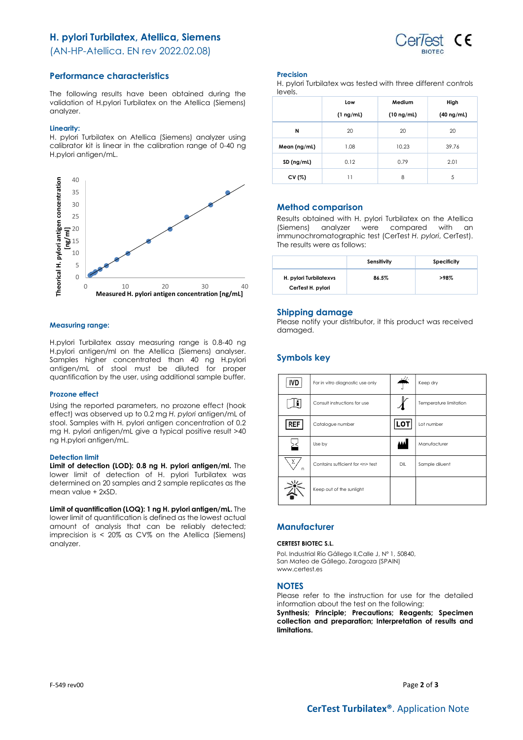# H. pylori Turbilatex, Atellica, Siemens

(AN-HP-Atellica. EN rev 2022.02.08)

## Performance characteristics

The following results have been obtained during the validation of H.pylori Turbilatex on the Atellica (Siemens) analyzer.

### Linearity:

H. pylori Turbilatex on Atellica (Siemens) analyzer using calibrator kit is linear in the calibration range of 0-40 ng H.pylori antigen/mL.

### Measuring range:

H.pylori Turbilatex assay measuring range is 0.8-40 ng H.pylori antigen/ml on the Atellica (Siemens) analyzer. Samples higher concentrated than 40 ng H.pylori antigen/mL of stool must be diluted for proper quantification by the user, using additional sample buffer.

### Prozone effect

Using the reported parameters, no prozone effect (hook effect) was observed up to 0.2 mg *H. pylori* antigen/mL of stool. Samples with H. pylori antigen concentration of 0.2 mg H. pylori antigen/mL give a typical positive result >40 ng H.pylori antigen/mL.

### Detection limit

**Limit of detection (LOD): 0.8 ng H. pylori antigen/ml.** The lower limit of detection of H. pylori Turbilatex was determined on 20 samples and 2 sample replicates as the mean value + 2xSD.

**Limit of quantification (LOQ): 1 ng H. pylori antigen/mL.** The lower limit of quantification is defined as the lowest actual amount of analysis that can be reliably detected; imprecision is < 20% as CV% on the Atellica (Siemens) analyzer.

### Precision

H. pylori Turbilatex was tested with three different controls levels.

| | Low (1 ng/mL) | Medium (10 ng/mL) | High (40 ng/mL) |
|---|---|---|---|
| N | 20 | 20 | 20 |
| Mean (ng/mL) | 1.08 | 10.23 | 39.76 |
| SD (ng/mL) | 0.12 | 0.79 | 2.01 |
| CV (%) | 11 | 8 | 5 |

## Method comparison

Results obtained with H. pylori Turbilatex on the Atellica (Siemens) analyzer were compared with an immunochromatographic test (CerTest *H. pylori*, CerTest). The results were as follows:

| | Sensitivity | Specificity |
|---|---|---|
| H. pylori Turbilatexvs CerTest H. pylori | 86.5% | >98% |

## Shipping damage

Please notify your distributor, it this product was received damaged.

## Symbols key

| Symbol | Meaning | Symbol | Meaning |
|---|---|---|---|
| IVD | For in *vitro* diagnostic use only | | Keep dry |
| | Consult instructions for use | | Temperature limitation |
| REF | Catalogue number | LOT | Lot number |
| | Use by | | Manufacturer |
| Σ n | Contains sufficient for <n> test | DIL | Sample diluent |
| | Keep out of the sunlight | | |

## Manufacturer

**CERTEST BIOTEC S.L.**

Pol. Industrial Río Gállego II,Calle J, Nº 1, 50840,
San Mateo de Gállego, Zaragoza (SPAIN)
www.certest.es

## NOTES

Please refer to the instruction for use for the detailed information about the test on the following:
**Synthesis; Principle; Precautions; Reagents; Specimen collection and preparation; Interpretation of results and limitations.**

F-549 rev00

**CerTest Turbilatex®**. Application Note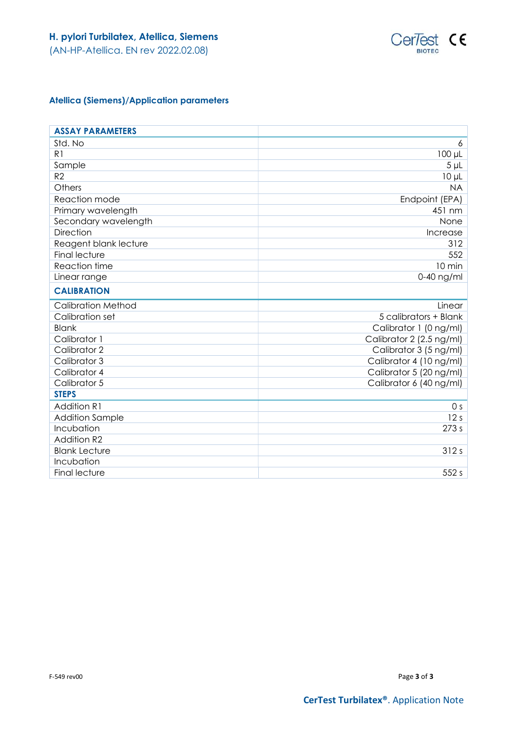## Atellica (Siemens)/Application parameters

| ASSAY PARAMETERS | |
|---|---|
| Std. No | 6 |
| R1 | 100 µL |
| Sample | 5 µL |
| R2 | 10 µL |
| Others | NA |
| Reaction mode | Endpoint (EPA) |
| Primary wavelength | 451 nm |
| Secondary wavelength | None |
| Direction | Increase |
| Reagent blank lecture | 312 |
| Final lecture | 552 |
| Reaction time | 10 min |
| Linear range | 0-40 ng/ml |
| **CALIBRATION** | |
| Calibration Method | Linear |
| Calibration set | 5 calibrators + Blank |
| Blank | Calibrator 1 (0 ng/ml) |
| Calibrator 1 | Calibrator 2 (2.5 ng/ml) |
| Calibrator 2 | Calibrator 3 (5 ng/ml) |
| Calibrator 3 | Calibrator 4 (10 ng/ml) |
| Calibrator 4 | Calibrator 5 (20 ng/ml) |
| Calibrator 5 | Calibrator 6 (40 ng/ml) |
| **STEPS** | |
| Addition R1 | 0 s |
| Addition Sample | 12 s |
| Incubation | 273 s |
| Addition R2 | |
| Blank Lecture | 312 s |
| Incubation | |
| Final lecture | 552 s |